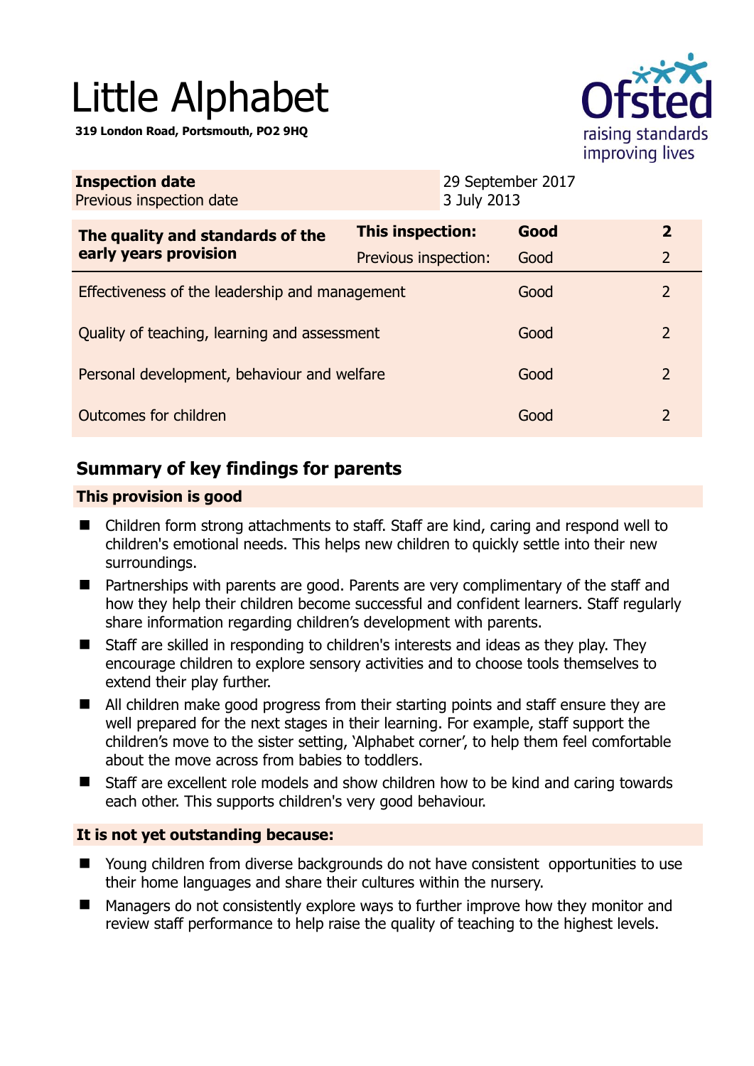# Little Alphabet

**319 London Road, Portsmouth, PO2 9HQ**

Ofsted
raising standards
improving lives

| **Inspection date** | 29 September 2017 |
|---|---|
| Previous inspection date | 3 July 2013 |

| **The quality and standards of the early years provision** | **This inspection:** | **Good** | **2** |
|---|---|---|---|
| | Previous inspection: | Good | 2 |
| Effectiveness of the leadership and management | | Good | 2 |
| Quality of teaching, learning and assessment | | Good | 2 |
| Personal development, behaviour and welfare | | Good | 2 |
| Outcomes for children | | Good | 2 |

## Summary of key findings for parents

### This provision is good

- Children form strong attachments to staff. Staff are kind, caring and respond well to children's emotional needs. This helps new children to quickly settle into their new surroundings.
- Partnerships with parents are good. Parents are very complimentary of the staff and how they help their children become successful and confident learners. Staff regularly share information regarding children's development with parents.
- Staff are skilled in responding to children's interests and ideas as they play. They encourage children to explore sensory activities and to choose tools themselves to extend their play further.
- All children make good progress from their starting points and staff ensure they are well prepared for the next stages in their learning. For example, staff support the children's move to the sister setting, 'Alphabet corner', to help them feel comfortable about the move across from babies to toddlers.
- Staff are excellent role models and show children how to be kind and caring towards each other. This supports children's very good behaviour.

### It is not yet outstanding because:

- Young children from diverse backgrounds do not have consistent opportunities to use their home languages and share their cultures within the nursery.
- Managers do not consistently explore ways to further improve how they monitor and review staff performance to help raise the quality of teaching to the highest levels.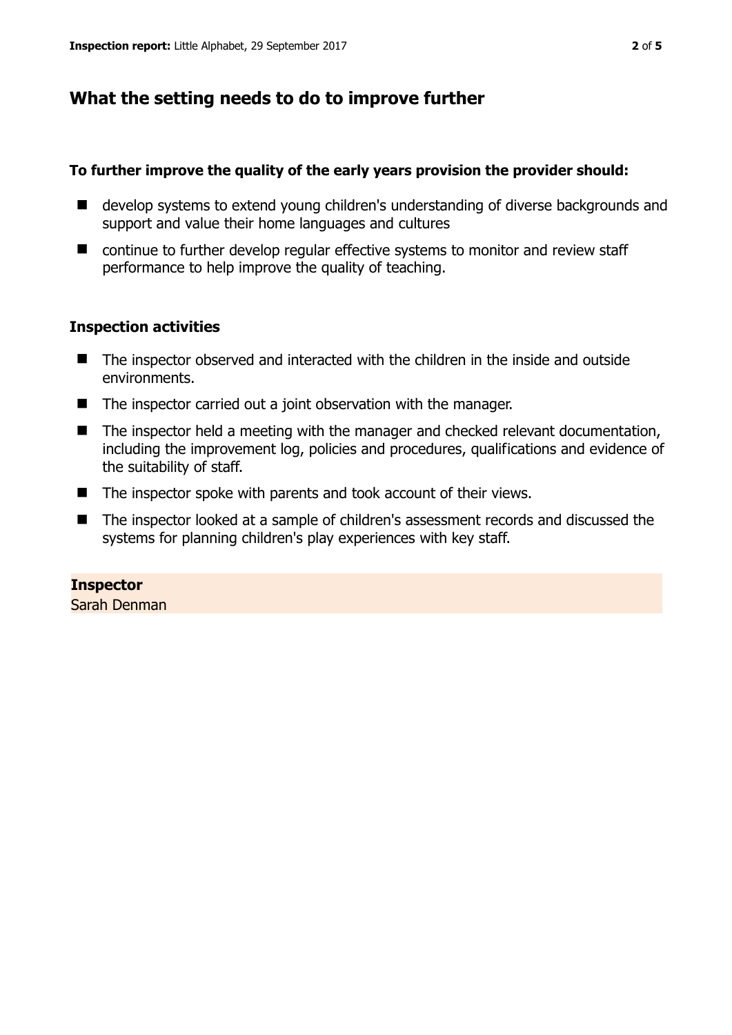## What the setting needs to do to improve further

**To further improve the quality of the early years provision the provider should:**

- develop systems to extend young children's understanding of diverse backgrounds and support and value their home languages and cultures
- continue to further develop regular effective systems to monitor and review staff performance to help improve the quality of teaching.

### Inspection activities

- The inspector observed and interacted with the children in the inside and outside environments.
- The inspector carried out a joint observation with the manager.
- The inspector held a meeting with the manager and checked relevant documentation, including the improvement log, policies and procedures, qualifications and evidence of the suitability of staff.
- The inspector spoke with parents and took account of their views.
- The inspector looked at a sample of children's assessment records and discussed the systems for planning children's play experiences with key staff.

**Inspector**
Sarah Denman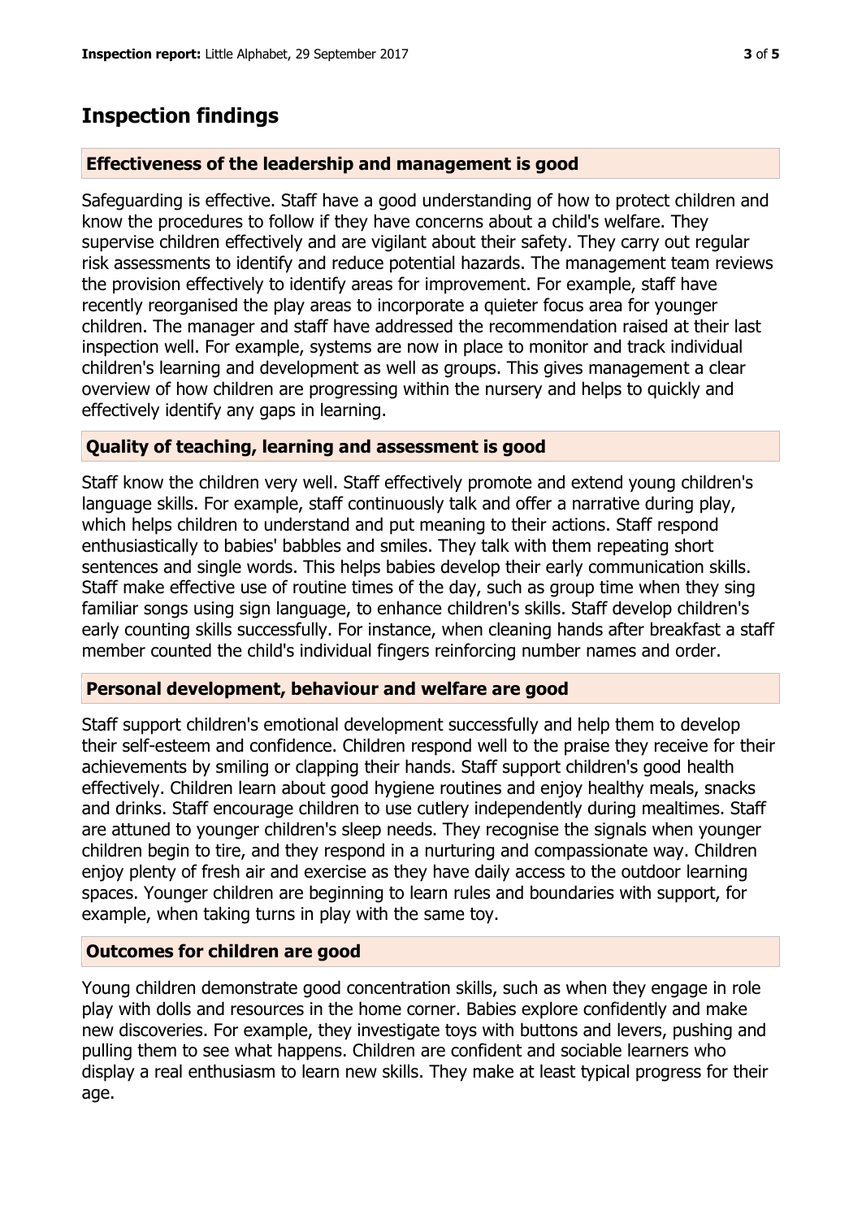## Inspection findings

### Effectiveness of the leadership and management is good

Safeguarding is effective. Staff have a good understanding of how to protect children and know the procedures to follow if they have concerns about a child's welfare. They supervise children effectively and are vigilant about their safety. They carry out regular risk assessments to identify and reduce potential hazards. The management team reviews the provision effectively to identify areas for improvement. For example, staff have recently reorganised the play areas to incorporate a quieter focus area for younger children. The manager and staff have addressed the recommendation raised at their last inspection well. For example, systems are now in place to monitor and track individual children's learning and development as well as groups. This gives management a clear overview of how children are progressing within the nursery and helps to quickly and effectively identify any gaps in learning.

### Quality of teaching, learning and assessment is good

Staff know the children very well. Staff effectively promote and extend young children's language skills. For example, staff continuously talk and offer a narrative during play, which helps children to understand and put meaning to their actions. Staff respond enthusiastically to babies' babbles and smiles. They talk with them repeating short sentences and single words. This helps babies develop their early communication skills. Staff make effective use of routine times of the day, such as group time when they sing familiar songs using sign language, to enhance children's skills. Staff develop children's early counting skills successfully. For instance, when cleaning hands after breakfast a staff member counted the child's individual fingers reinforcing number names and order.

### Personal development, behaviour and welfare are good

Staff support children's emotional development successfully and help them to develop their self-esteem and confidence. Children respond well to the praise they receive for their achievements by smiling or clapping their hands. Staff support children's good health effectively. Children learn about good hygiene routines and enjoy healthy meals, snacks and drinks. Staff encourage children to use cutlery independently during mealtimes. Staff are attuned to younger children's sleep needs. They recognise the signals when younger children begin to tire, and they respond in a nurturing and compassionate way. Children enjoy plenty of fresh air and exercise as they have daily access to the outdoor learning spaces. Younger children are beginning to learn rules and boundaries with support, for example, when taking turns in play with the same toy.

### Outcomes for children are good

Young children demonstrate good concentration skills, such as when they engage in role play with dolls and resources in the home corner. Babies explore confidently and make new discoveries. For example, they investigate toys with buttons and levers, pushing and pulling them to see what happens. Children are confident and sociable learners who display a real enthusiasm to learn new skills. They make at least typical progress for their age.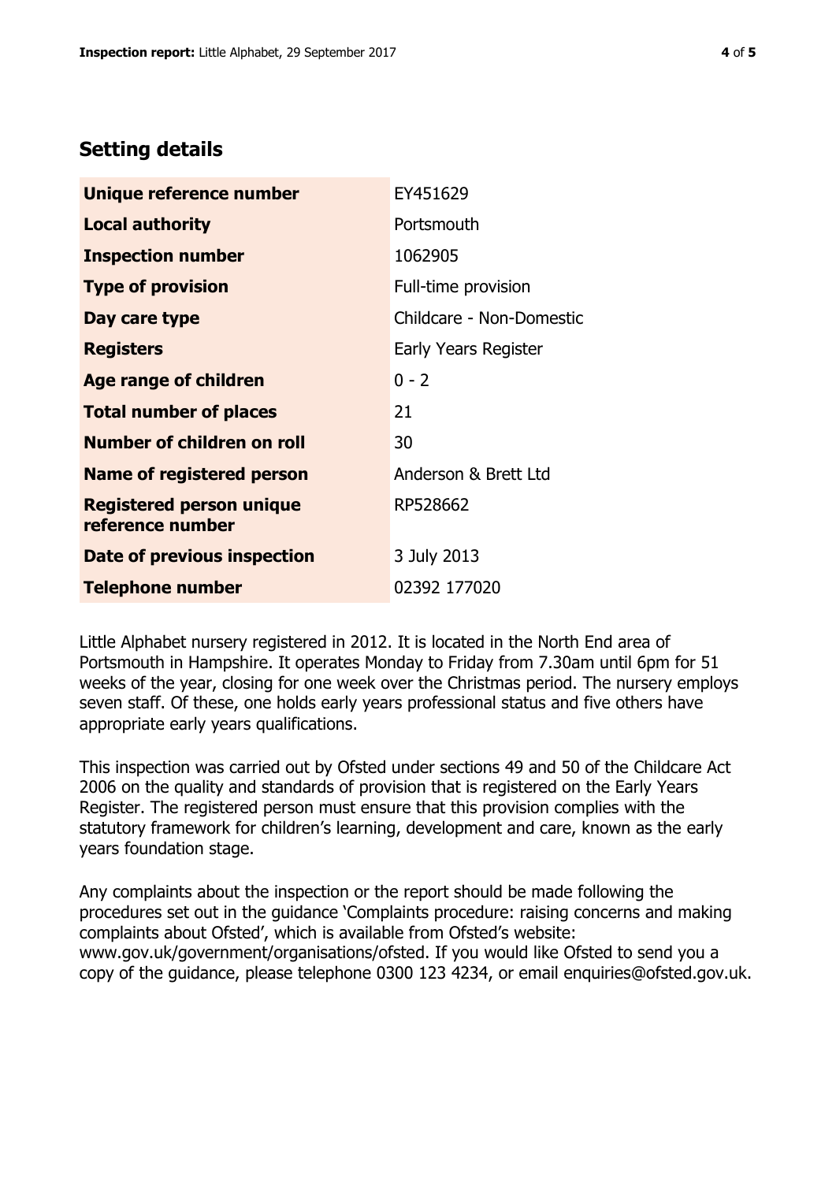## Setting details

| | |
|---|---|
| **Unique reference number** | EY451629 |
| **Local authority** | Portsmouth |
| **Inspection number** | 1062905 |
| **Type of provision** | Full-time provision |
| **Day care type** | Childcare - Non-Domestic |
| **Registers** | Early Years Register |
| **Age range of children** | 0 - 2 |
| **Total number of places** | 21 |
| **Number of children on roll** | 30 |
| **Name of registered person** | Anderson & Brett Ltd |
| **Registered person unique reference number** | RP528662 |
| **Date of previous inspection** | 3 July 2013 |
| **Telephone number** | 02392 177020 |

Little Alphabet nursery registered in 2012. It is located in the North End area of Portsmouth in Hampshire. It operates Monday to Friday from 7.30am until 6pm for 51 weeks of the year, closing for one week over the Christmas period. The nursery employs seven staff. Of these, one holds early years professional status and five others have appropriate early years qualifications.

This inspection was carried out by Ofsted under sections 49 and 50 of the Childcare Act 2006 on the quality and standards of provision that is registered on the Early Years Register. The registered person must ensure that this provision complies with the statutory framework for children's learning, development and care, known as the early years foundation stage.

Any complaints about the inspection or the report should be made following the procedures set out in the guidance 'Complaints procedure: raising concerns and making complaints about Ofsted', which is available from Ofsted's website: www.gov.uk/government/organisations/ofsted. If you would like Ofsted to send you a copy of the guidance, please telephone 0300 123 4234, or email enquiries@ofsted.gov.uk.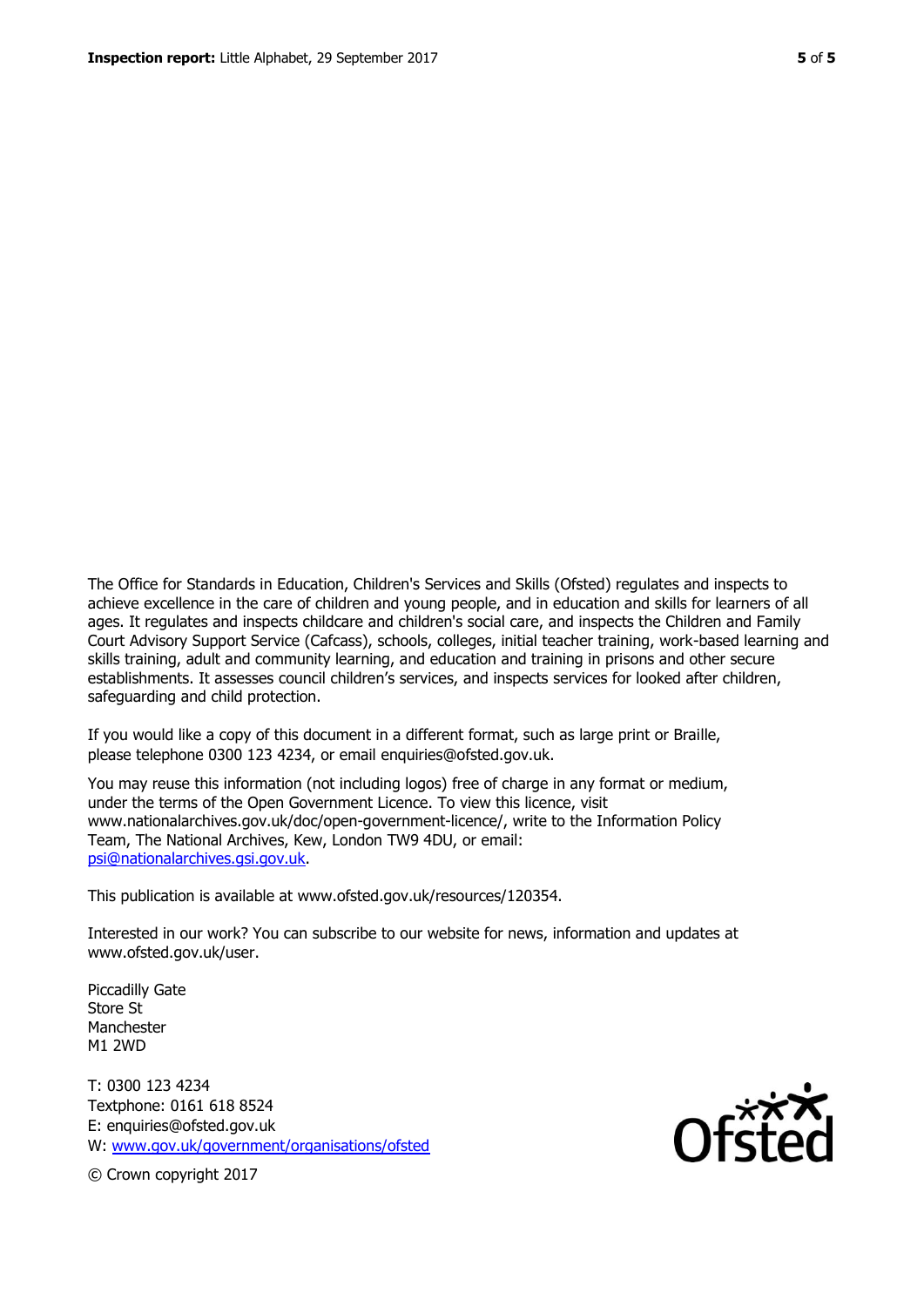The Office for Standards in Education, Children's Services and Skills (Ofsted) regulates and inspects to achieve excellence in the care of children and young people, and in education and skills for learners of all ages. It regulates and inspects childcare and children's social care, and inspects the Children and Family Court Advisory Support Service (Cafcass), schools, colleges, initial teacher training, work-based learning and skills training, adult and community learning, and education and training in prisons and other secure establishments. It assesses council children's services, and inspects services for looked after children, safeguarding and child protection.

If you would like a copy of this document in a different format, such as large print or Braille, please telephone 0300 123 4234, or email enquiries@ofsted.gov.uk.

You may reuse this information (not including logos) free of charge in any format or medium, under the terms of the Open Government Licence. To view this licence, visit www.nationalarchives.gov.uk/doc/open-government-licence/, write to the Information Policy Team, The National Archives, Kew, London TW9 4DU, or email: psi@nationalarchives.gsi.gov.uk.

This publication is available at www.ofsted.gov.uk/resources/120354.

Interested in our work? You can subscribe to our website for news, information and updates at www.ofsted.gov.uk/user.

Piccadilly Gate
Store St
Manchester
M1 2WD

T: 0300 123 4234
Textphone: 0161 618 8524
E: enquiries@ofsted.gov.uk
W: www.gov.uk/government/organisations/ofsted

© Crown copyright 2017